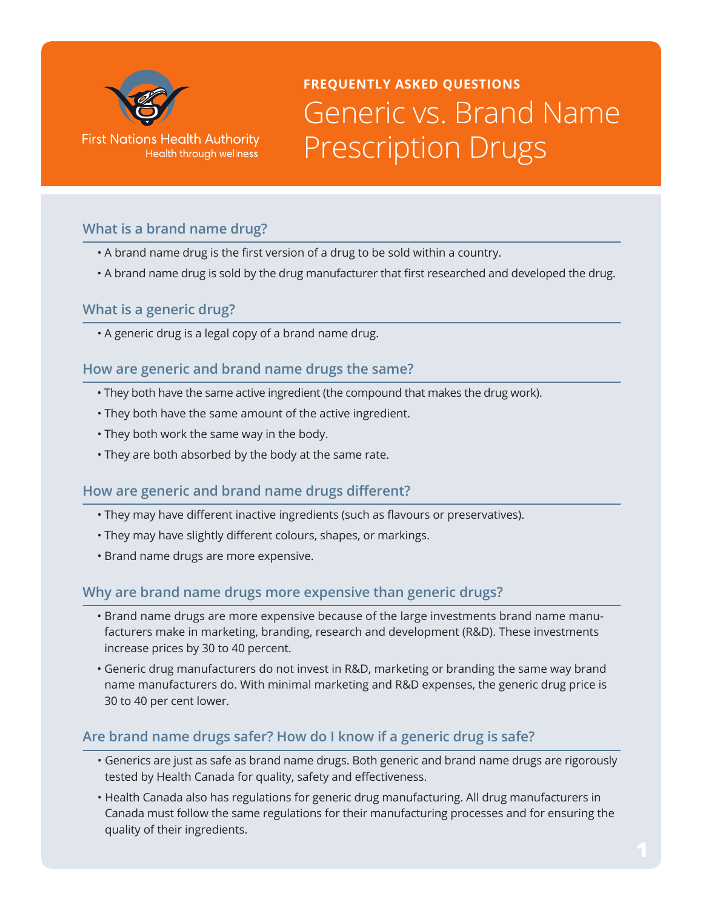First Nations Health Authority
Health through wellness

**FREQUENTLY ASKED QUESTIONS**

# Generic vs. Brand Name Prescription Drugs

## What is a brand name drug?

- A brand name drug is the first version of a drug to be sold within a country.
- A brand name drug is sold by the drug manufacturer that first researched and developed the drug.

## What is a generic drug?

- A generic drug is a legal copy of a brand name drug.

## How are generic and brand name drugs the same?

- They both have the same active ingredient (the compound that makes the drug work).
- They both have the same amount of the active ingredient.
- They both work the same way in the body.
- They are both absorbed by the body at the same rate.

## How are generic and brand name drugs different?

- They may have different inactive ingredients (such as flavours or preservatives).
- They may have slightly different colours, shapes, or markings.
- Brand name drugs are more expensive.

## Why are brand name drugs more expensive than generic drugs?

- Brand name drugs are more expensive because of the large investments brand name manufacturers make in marketing, branding, research and development (R&D). These investments increase prices by 30 to 40 percent.
- Generic drug manufacturers do not invest in R&D, marketing or branding the same way brand name manufacturers do. With minimal marketing and R&D expenses, the generic drug price is 30 to 40 per cent lower.

## Are brand name drugs safer? How do I know if a generic drug is safe?

- Generics are just as safe as brand name drugs. Both generic and brand name drugs are rigorously tested by Health Canada for quality, safety and effectiveness.
- Health Canada also has regulations for generic drug manufacturing. All drug manufacturers in Canada must follow the same regulations for their manufacturing processes and for ensuring the quality of their ingredients.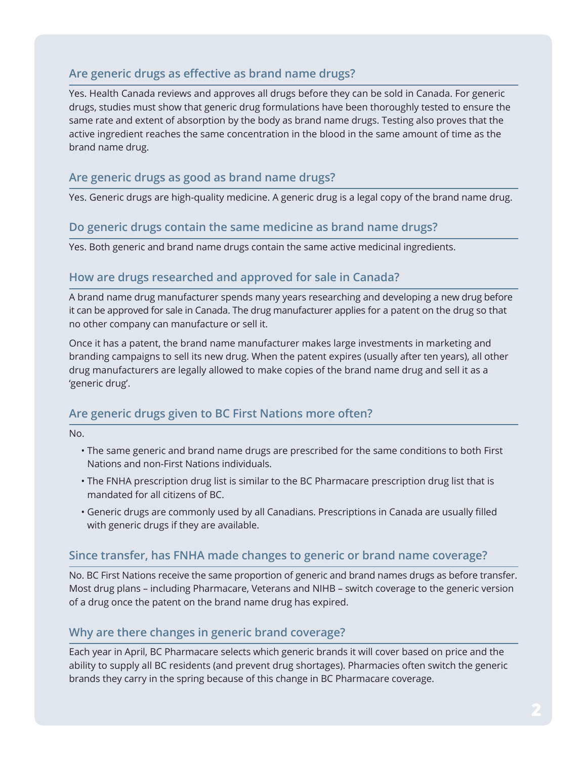## Are generic drugs as effective as brand name drugs?

Yes. Health Canada reviews and approves all drugs before they can be sold in Canada. For generic drugs, studies must show that generic drug formulations have been thoroughly tested to ensure the same rate and extent of absorption by the body as brand name drugs. Testing also proves that the active ingredient reaches the same concentration in the blood in the same amount of time as the brand name drug.

## Are generic drugs as good as brand name drugs?

Yes. Generic drugs are high-quality medicine. A generic drug is a legal copy of the brand name drug.

## Do generic drugs contain the same medicine as brand name drugs?

Yes. Both generic and brand name drugs contain the same active medicinal ingredients.

## How are drugs researched and approved for sale in Canada?

A brand name drug manufacturer spends many years researching and developing a new drug before it can be approved for sale in Canada. The drug manufacturer applies for a patent on the drug so that no other company can manufacture or sell it.

Once it has a patent, the brand name manufacturer makes large investments in marketing and branding campaigns to sell its new drug. When the patent expires (usually after ten years), all other drug manufacturers are legally allowed to make copies of the brand name drug and sell it as a 'generic drug'.

## Are generic drugs given to BC First Nations more often?

No.

- The same generic and brand name drugs are prescribed for the same conditions to both First Nations and non-First Nations individuals.
- The FNHA prescription drug list is similar to the BC Pharmacare prescription drug list that is mandated for all citizens of BC.
- Generic drugs are commonly used by all Canadians. Prescriptions in Canada are usually filled with generic drugs if they are available.

## Since transfer, has FNHA made changes to generic or brand name coverage?

No. BC First Nations receive the same proportion of generic and brand names drugs as before transfer. Most drug plans – including Pharmacare, Veterans and NIHB – switch coverage to the generic version of a drug once the patent on the brand name drug has expired.

## Why are there changes in generic brand coverage?

Each year in April, BC Pharmacare selects which generic brands it will cover based on price and the ability to supply all BC residents (and prevent drug shortages). Pharmacies often switch the generic brands they carry in the spring because of this change in BC Pharmacare coverage.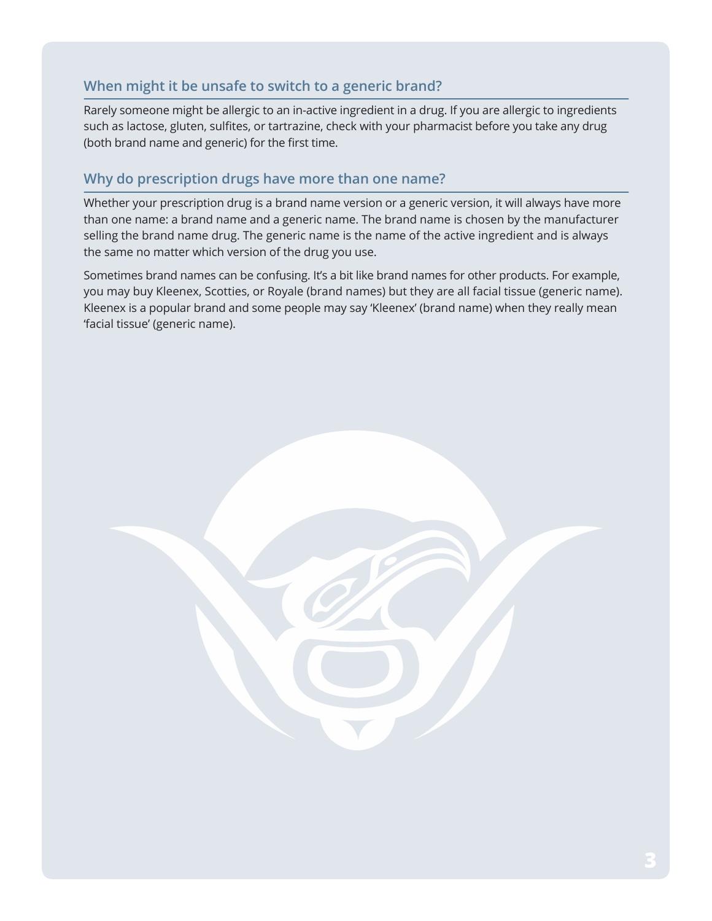## When might it be unsafe to switch to a generic brand?

Rarely someone might be allergic to an in-active ingredient in a drug. If you are allergic to ingredients such as lactose, gluten, sulfites, or tartrazine, check with your pharmacist before you take any drug (both brand name and generic) for the first time.

## Why do prescription drugs have more than one name?

Whether your prescription drug is a brand name version or a generic version, it will always have more than one name: a brand name and a generic name. The brand name is chosen by the manufacturer selling the brand name drug. The generic name is the name of the active ingredient and is always the same no matter which version of the drug you use.

Sometimes brand names can be confusing. It's a bit like brand names for other products. For example, you may buy Kleenex, Scotties, or Royale (brand names) but they are all facial tissue (generic name). Kleenex is a popular brand and some people may say 'Kleenex' (brand name) when they really mean 'facial tissue' (generic name).